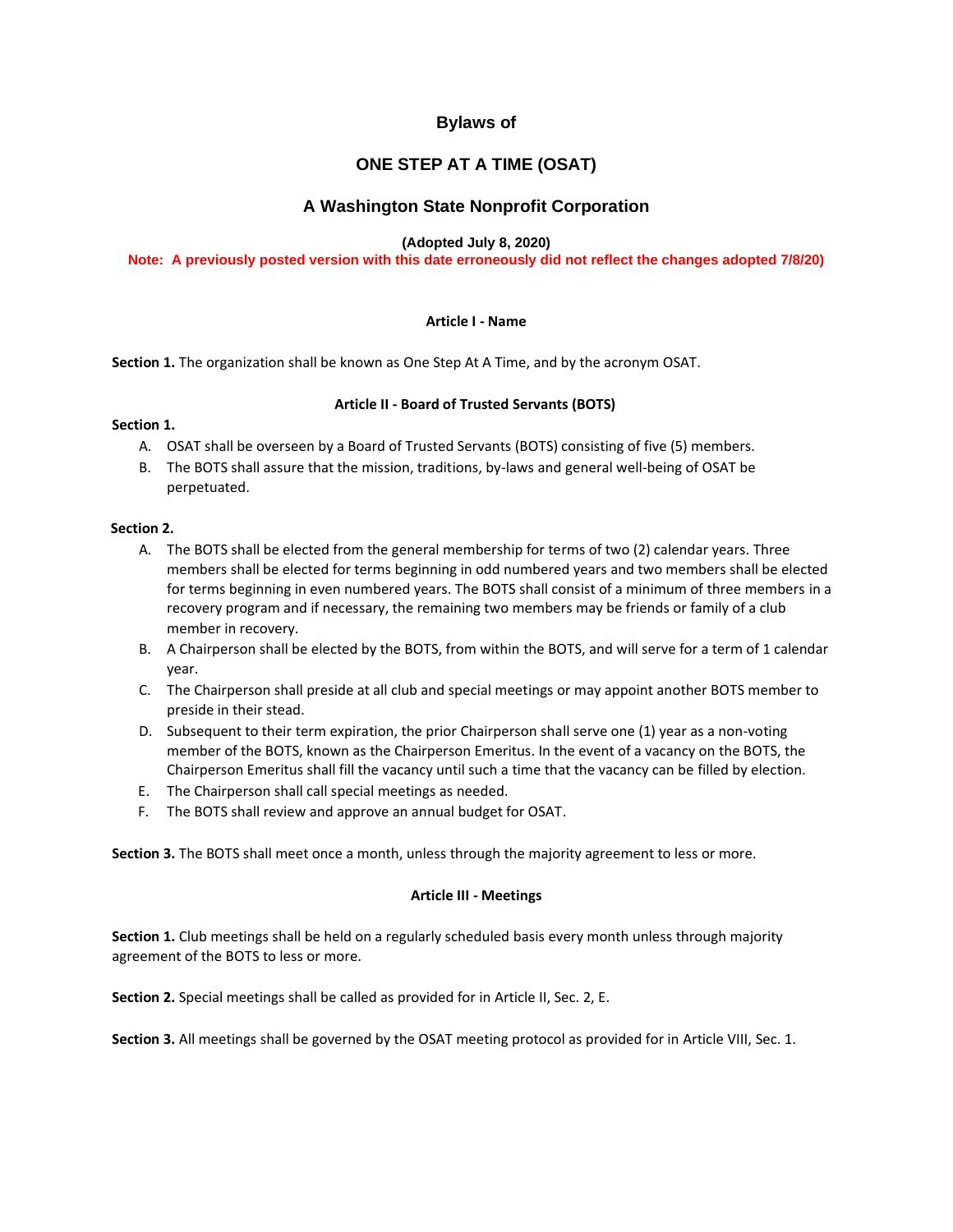# Bylaws of

# ONE STEP AT A TIME (OSAT)

## A Washington State Nonprofit Corporation

**(Adopted July 8, 2020)**

**Note: A previously posted version with this date erroneously did not reflect the changes adopted 7/8/20)**

### Article I - Name

**Section 1.** The organization shall be known as One Step At A Time, and by the acronym OSAT.

### Article II - Board of Trusted Servants (BOTS)

**Section 1.**

A. OSAT shall be overseen by a Board of Trusted Servants (BOTS) consisting of five (5) members.
B. The BOTS shall assure that the mission, traditions, by-laws and general well-being of OSAT be perpetuated.

**Section 2.**

A. The BOTS shall be elected from the general membership for terms of two (2) calendar years. Three members shall be elected for terms beginning in odd numbered years and two members shall be elected for terms beginning in even numbered years. The BOTS shall consist of a minimum of three members in a recovery program and if necessary, the remaining two members may be friends or family of a club member in recovery.
B. A Chairperson shall be elected by the BOTS, from within the BOTS, and will serve for a term of 1 calendar year.
C. The Chairperson shall preside at all club and special meetings or may appoint another BOTS member to preside in their stead.
D. Subsequent to their term expiration, the prior Chairperson shall serve one (1) year as a non-voting member of the BOTS, known as the Chairperson Emeritus. In the event of a vacancy on the BOTS, the Chairperson Emeritus shall fill the vacancy until such a time that the vacancy can be filled by election.
E. The Chairperson shall call special meetings as needed.
F. The BOTS shall review and approve an annual budget for OSAT.

**Section 3.** The BOTS shall meet once a month, unless through the majority agreement to less or more.

### Article III - Meetings

**Section 1.** Club meetings shall be held on a regularly scheduled basis every month unless through majority agreement of the BOTS to less or more.

**Section 2.** Special meetings shall be called as provided for in Article II, Sec. 2, E.

**Section 3.** All meetings shall be governed by the OSAT meeting protocol as provided for in Article VIII, Sec. 1.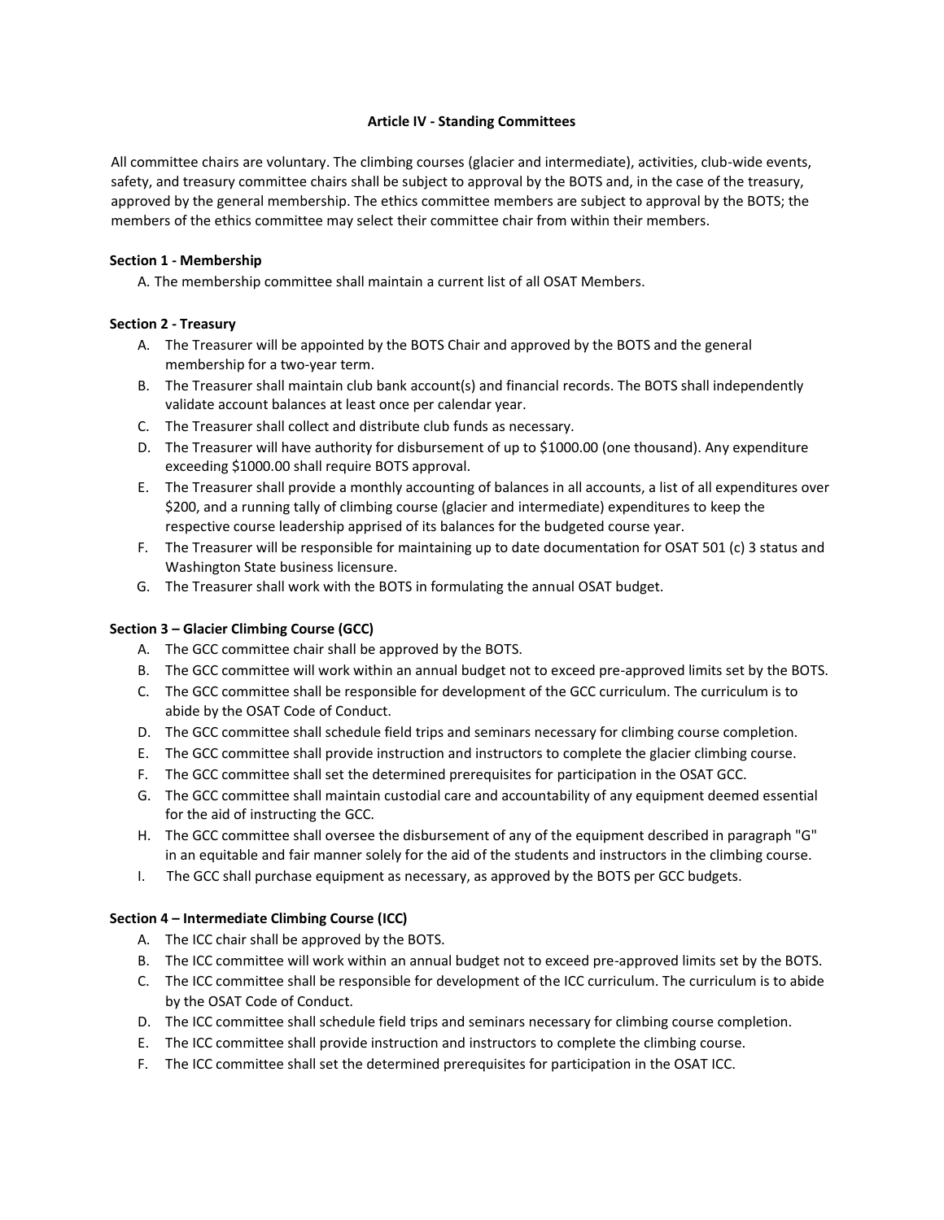## Article IV - Standing Committees

All committee chairs are voluntary. The climbing courses (glacier and intermediate), activities, club-wide events, safety, and treasury committee chairs shall be subject to approval by the BOTS and, in the case of the treasury, approved by the general membership. The ethics committee members are subject to approval by the BOTS; the members of the ethics committee may select their committee chair from within their members.

### Section 1 - Membership

A. The membership committee shall maintain a current list of all OSAT Members.

### Section 2 - Treasury

A. The Treasurer will be appointed by the BOTS Chair and approved by the BOTS and the general membership for a two-year term.
B. The Treasurer shall maintain club bank account(s) and financial records. The BOTS shall independently validate account balances at least once per calendar year.
C. The Treasurer shall collect and distribute club funds as necessary.
D. The Treasurer will have authority for disbursement of up to $1000.00 (one thousand). Any expenditure exceeding $1000.00 shall require BOTS approval.
E. The Treasurer shall provide a monthly accounting of balances in all accounts, a list of all expenditures over $200, and a running tally of climbing course (glacier and intermediate) expenditures to keep the respective course leadership apprised of its balances for the budgeted course year.
F. The Treasurer will be responsible for maintaining up to date documentation for OSAT 501 (c) 3 status and Washington State business licensure.
G. The Treasurer shall work with the BOTS in formulating the annual OSAT budget.

### Section 3 – Glacier Climbing Course (GCC)

A. The GCC committee chair shall be approved by the BOTS.
B. The GCC committee will work within an annual budget not to exceed pre-approved limits set by the BOTS.
C. The GCC committee shall be responsible for development of the GCC curriculum. The curriculum is to abide by the OSAT Code of Conduct.
D. The GCC committee shall schedule field trips and seminars necessary for climbing course completion.
E. The GCC committee shall provide instruction and instructors to complete the glacier climbing course.
F. The GCC committee shall set the determined prerequisites for participation in the OSAT GCC.
G. The GCC committee shall maintain custodial care and accountability of any equipment deemed essential for the aid of instructing the GCC.
H. The GCC committee shall oversee the disbursement of any of the equipment described in paragraph "G" in an equitable and fair manner solely for the aid of the students and instructors in the climbing course.
I. The GCC shall purchase equipment as necessary, as approved by the BOTS per GCC budgets.

### Section 4 – Intermediate Climbing Course (ICC)

A. The ICC chair shall be approved by the BOTS.
B. The ICC committee will work within an annual budget not to exceed pre-approved limits set by the BOTS.
C. The ICC committee shall be responsible for development of the ICC curriculum. The curriculum is to abide by the OSAT Code of Conduct.
D. The ICC committee shall schedule field trips and seminars necessary for climbing course completion.
E. The ICC committee shall provide instruction and instructors to complete the climbing course.
F. The ICC committee shall set the determined prerequisites for participation in the OSAT ICC.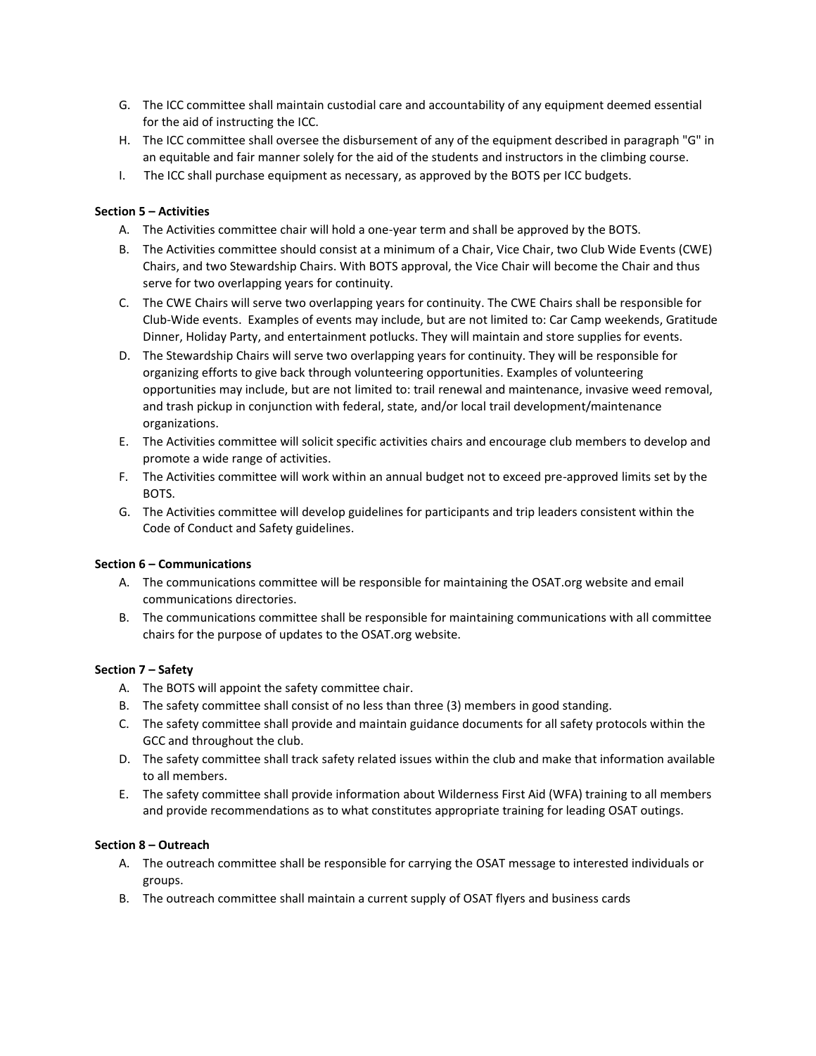G. The ICC committee shall maintain custodial care and accountability of any equipment deemed essential for the aid of instructing the ICC.

H. The ICC committee shall oversee the disbursement of any of the equipment described in paragraph "G" in an equitable and fair manner solely for the aid of the students and instructors in the climbing course.

I. The ICC shall purchase equipment as necessary, as approved by the BOTS per ICC budgets.

**Section 5 – Activities**

A. The Activities committee chair will hold a one-year term and shall be approved by the BOTS.

B. The Activities committee should consist at a minimum of a Chair, Vice Chair, two Club Wide Events (CWE) Chairs, and two Stewardship Chairs. With BOTS approval, the Vice Chair will become the Chair and thus serve for two overlapping years for continuity.

C. The CWE Chairs will serve two overlapping years for continuity. The CWE Chairs shall be responsible for Club-Wide events. Examples of events may include, but are not limited to: Car Camp weekends, Gratitude Dinner, Holiday Party, and entertainment potlucks. They will maintain and store supplies for events.

D. The Stewardship Chairs will serve two overlapping years for continuity. They will be responsible for organizing efforts to give back through volunteering opportunities. Examples of volunteering opportunities may include, but are not limited to: trail renewal and maintenance, invasive weed removal, and trash pickup in conjunction with federal, state, and/or local trail development/maintenance organizations.

E. The Activities committee will solicit specific activities chairs and encourage club members to develop and promote a wide range of activities.

F. The Activities committee will work within an annual budget not to exceed pre-approved limits set by the BOTS.

G. The Activities committee will develop guidelines for participants and trip leaders consistent within the Code of Conduct and Safety guidelines.

**Section 6 – Communications**

A. The communications committee will be responsible for maintaining the OSAT.org website and email communications directories.

B. The communications committee shall be responsible for maintaining communications with all committee chairs for the purpose of updates to the OSAT.org website.

**Section 7 – Safety**

A. The BOTS will appoint the safety committee chair.

B. The safety committee shall consist of no less than three (3) members in good standing.

C. The safety committee shall provide and maintain guidance documents for all safety protocols within the GCC and throughout the club.

D. The safety committee shall track safety related issues within the club and make that information available to all members.

E. The safety committee shall provide information about Wilderness First Aid (WFA) training to all members and provide recommendations as to what constitutes appropriate training for leading OSAT outings.

**Section 8 – Outreach**

A. The outreach committee shall be responsible for carrying the OSAT message to interested individuals or groups.

B. The outreach committee shall maintain a current supply of OSAT flyers and business cards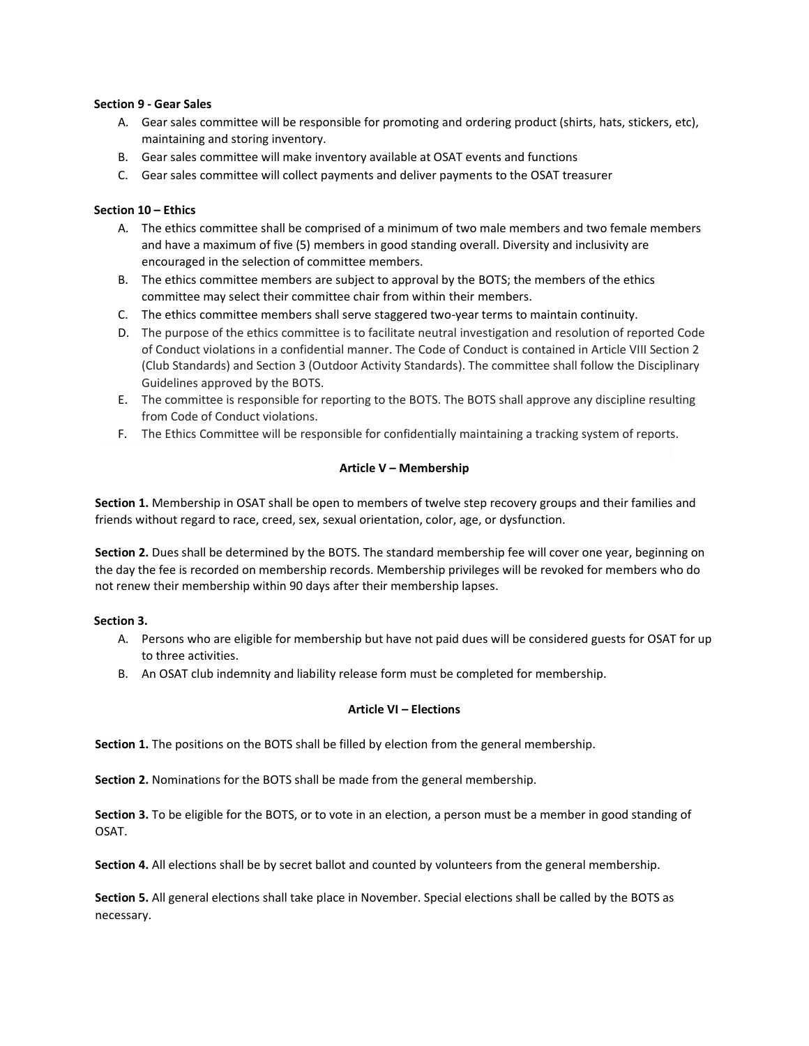**Section 9 - Gear Sales**

A. Gear sales committee will be responsible for promoting and ordering product (shirts, hats, stickers, etc), maintaining and storing inventory.
B. Gear sales committee will make inventory available at OSAT events and functions
C. Gear sales committee will collect payments and deliver payments to the OSAT treasurer

**Section 10 – Ethics**

A. The ethics committee shall be comprised of a minimum of two male members and two female members and have a maximum of five (5) members in good standing overall. Diversity and inclusivity are encouraged in the selection of committee members.
B. The ethics committee members are subject to approval by the BOTS; the members of the ethics committee may select their committee chair from within their members.
C. The ethics committee members shall serve staggered two-year terms to maintain continuity.
D. The purpose of the ethics committee is to facilitate neutral investigation and resolution of reported Code of Conduct violations in a confidential manner. The Code of Conduct is contained in Article VIII Section 2 (Club Standards) and Section 3 (Outdoor Activity Standards). The committee shall follow the Disciplinary Guidelines approved by the BOTS.
E. The committee is responsible for reporting to the BOTS. The BOTS shall approve any discipline resulting from Code of Conduct violations.
F. The Ethics Committee will be responsible for confidentially maintaining a tracking system of reports.

## Article V – Membership

**Section 1.** Membership in OSAT shall be open to members of twelve step recovery groups and their families and friends without regard to race, creed, sex, sexual orientation, color, age, or dysfunction.

**Section 2.** Dues shall be determined by the BOTS. The standard membership fee will cover one year, beginning on the day the fee is recorded on membership records. Membership privileges will be revoked for members who do not renew their membership within 90 days after their membership lapses.

**Section 3.**

A. Persons who are eligible for membership but have not paid dues will be considered guests for OSAT for up to three activities.
B. An OSAT club indemnity and liability release form must be completed for membership.

## Article VI – Elections

**Section 1.** The positions on the BOTS shall be filled by election from the general membership.

**Section 2.** Nominations for the BOTS shall be made from the general membership.

**Section 3.** To be eligible for the BOTS, or to vote in an election, a person must be a member in good standing of OSAT.

**Section 4.** All elections shall be by secret ballot and counted by volunteers from the general membership.

**Section 5.** All general elections shall take place in November. Special elections shall be called by the BOTS as necessary.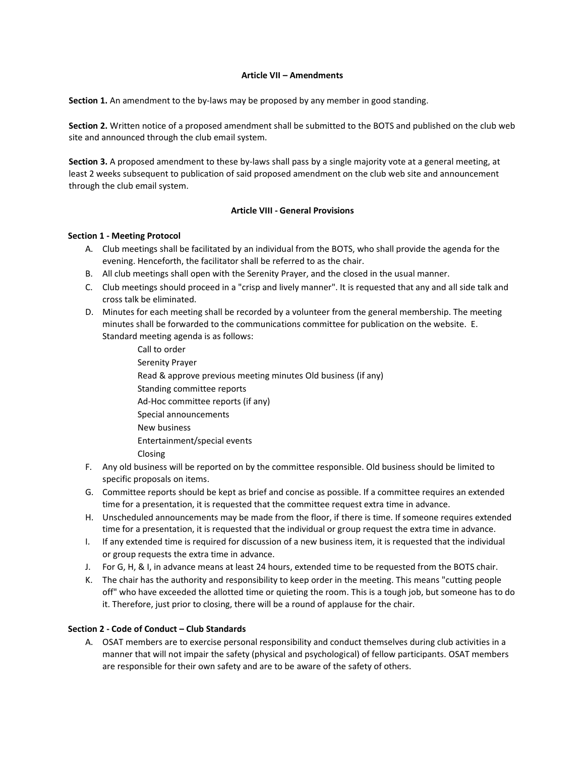### Article VII – Amendments

**Section 1.** An amendment to the by-laws may be proposed by any member in good standing.

**Section 2.** Written notice of a proposed amendment shall be submitted to the BOTS and published on the club web site and announced through the club email system.

**Section 3.** A proposed amendment to these by-laws shall pass by a single majority vote at a general meeting, at least 2 weeks subsequent to publication of said proposed amendment on the club web site and announcement through the club email system.

### Article VIII - General Provisions

**Section 1 - Meeting Protocol**

A. Club meetings shall be facilitated by an individual from the BOTS, who shall provide the agenda for the evening. Henceforth, the facilitator shall be referred to as the chair.

B. All club meetings shall open with the Serenity Prayer, and the closed in the usual manner.

C. Club meetings should proceed in a "crisp and lively manner". It is requested that any and all side talk and cross talk be eliminated.

D. Minutes for each meeting shall be recorded by a volunteer from the general membership. The meeting minutes shall be forwarded to the communications committee for publication on the website. E. Standard meeting agenda is as follows:

Call to order
Serenity Prayer
Read & approve previous meeting minutes Old business (if any)
Standing committee reports
Ad-Hoc committee reports (if any)
Special announcements
New business
Entertainment/special events
Closing

F. Any old business will be reported on by the committee responsible. Old business should be limited to specific proposals on items.

G. Committee reports should be kept as brief and concise as possible. If a committee requires an extended time for a presentation, it is requested that the committee request extra time in advance.

H. Unscheduled announcements may be made from the floor, if there is time. If someone requires extended time for a presentation, it is requested that the individual or group request the extra time in advance.

I. If any extended time is required for discussion of a new business item, it is requested that the individual or group requests the extra time in advance.

J. For G, H, & I, in advance means at least 24 hours, extended time to be requested from the BOTS chair.

K. The chair has the authority and responsibility to keep order in the meeting. This means "cutting people off" who have exceeded the allotted time or quieting the room. This is a tough job, but someone has to do it. Therefore, just prior to closing, there will be a round of applause for the chair.

**Section 2 - Code of Conduct – Club Standards**

A. OSAT members are to exercise personal responsibility and conduct themselves during club activities in a manner that will not impair the safety (physical and psychological) of fellow participants. OSAT members are responsible for their own safety and are to be aware of the safety of others.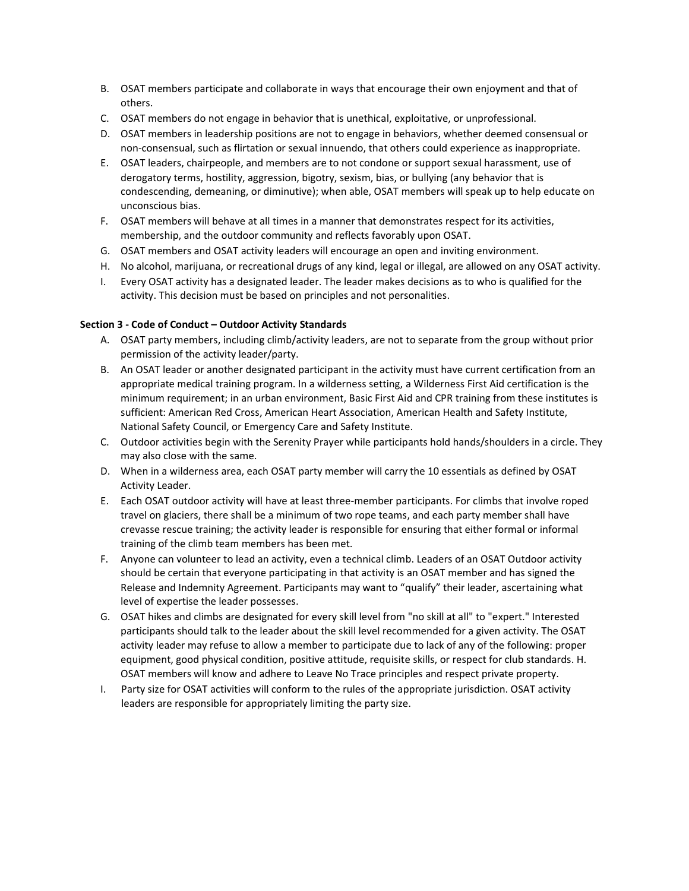B. OSAT members participate and collaborate in ways that encourage their own enjoyment and that of others.
C. OSAT members do not engage in behavior that is unethical, exploitative, or unprofessional.
D. OSAT members in leadership positions are not to engage in behaviors, whether deemed consensual or non-consensual, such as flirtation or sexual innuendo, that others could experience as inappropriate.
E. OSAT leaders, chairpeople, and members are to not condone or support sexual harassment, use of derogatory terms, hostility, aggression, bigotry, sexism, bias, or bullying (any behavior that is condescending, demeaning, or diminutive); when able, OSAT members will speak up to help educate on unconscious bias.
F. OSAT members will behave at all times in a manner that demonstrates respect for its activities, membership, and the outdoor community and reflects favorably upon OSAT.
G. OSAT members and OSAT activity leaders will encourage an open and inviting environment.
H. No alcohol, marijuana, or recreational drugs of any kind, legal or illegal, are allowed on any OSAT activity.
I. Every OSAT activity has a designated leader. The leader makes decisions as to who is qualified for the activity. This decision must be based on principles and not personalities.

**Section 3 - Code of Conduct – Outdoor Activity Standards**

A. OSAT party members, including climb/activity leaders, are not to separate from the group without prior permission of the activity leader/party.
B. An OSAT leader or another designated participant in the activity must have current certification from an appropriate medical training program. In a wilderness setting, a Wilderness First Aid certification is the minimum requirement; in an urban environment, Basic First Aid and CPR training from these institutes is sufficient: American Red Cross, American Heart Association, American Health and Safety Institute, National Safety Council, or Emergency Care and Safety Institute.
C. Outdoor activities begin with the Serenity Prayer while participants hold hands/shoulders in a circle. They may also close with the same.
D. When in a wilderness area, each OSAT party member will carry the 10 essentials as defined by OSAT Activity Leader.
E. Each OSAT outdoor activity will have at least three-member participants. For climbs that involve roped travel on glaciers, there shall be a minimum of two rope teams, and each party member shall have crevasse rescue training; the activity leader is responsible for ensuring that either formal or informal training of the climb team members has been met.
F. Anyone can volunteer to lead an activity, even a technical climb. Leaders of an OSAT Outdoor activity should be certain that everyone participating in that activity is an OSAT member and has signed the Release and Indemnity Agreement. Participants may want to "qualify" their leader, ascertaining what level of expertise the leader possesses.
G. OSAT hikes and climbs are designated for every skill level from "no skill at all" to "expert." Interested participants should talk to the leader about the skill level recommended for a given activity. The OSAT activity leader may refuse to allow a member to participate due to lack of any of the following: proper equipment, good physical condition, positive attitude, requisite skills, or respect for club standards. H. OSAT members will know and adhere to Leave No Trace principles and respect private property.
I. Party size for OSAT activities will conform to the rules of the appropriate jurisdiction. OSAT activity leaders are responsible for appropriately limiting the party size.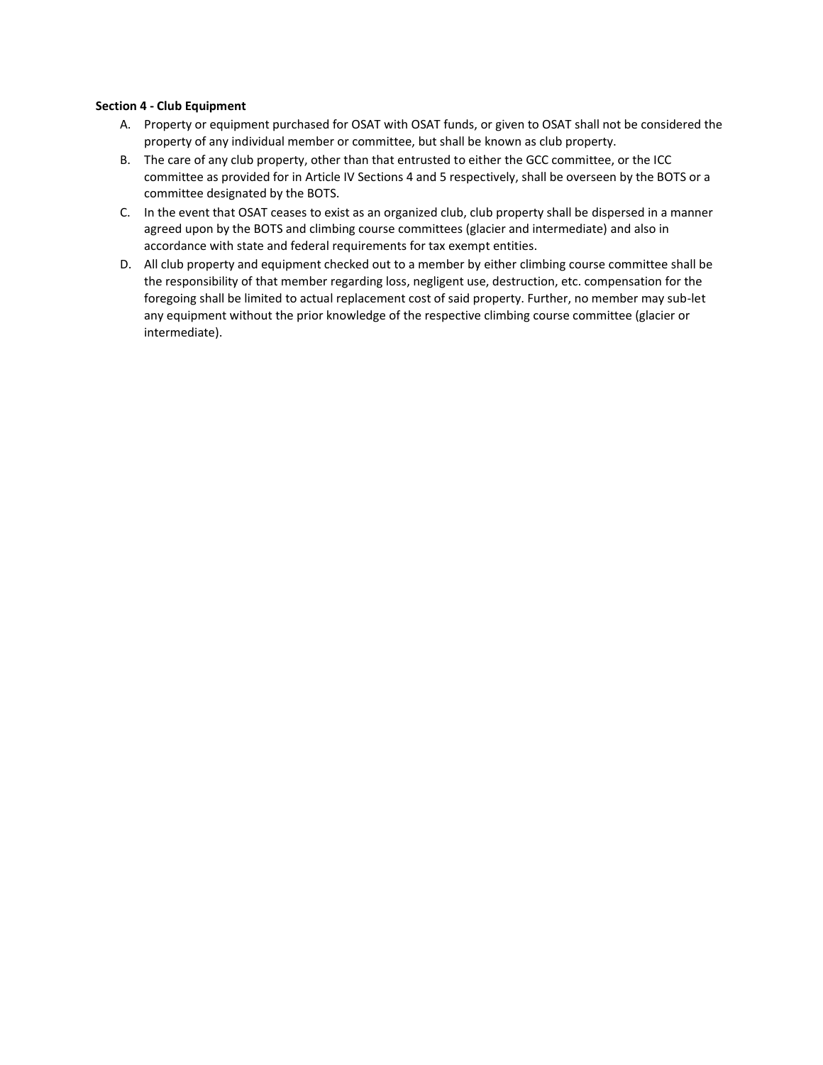**Section 4 - Club Equipment**

A. Property or equipment purchased for OSAT with OSAT funds, or given to OSAT shall not be considered the property of any individual member or committee, but shall be known as club property.

B. The care of any club property, other than that entrusted to either the GCC committee, or the ICC committee as provided for in Article IV Sections 4 and 5 respectively, shall be overseen by the BOTS or a committee designated by the BOTS.

C. In the event that OSAT ceases to exist as an organized club, club property shall be dispersed in a manner agreed upon by the BOTS and climbing course committees (glacier and intermediate) and also in accordance with state and federal requirements for tax exempt entities.

D. All club property and equipment checked out to a member by either climbing course committee shall be the responsibility of that member regarding loss, negligent use, destruction, etc. compensation for the foregoing shall be limited to actual replacement cost of said property. Further, no member may sub-let any equipment without the prior knowledge of the respective climbing course committee (glacier or intermediate).